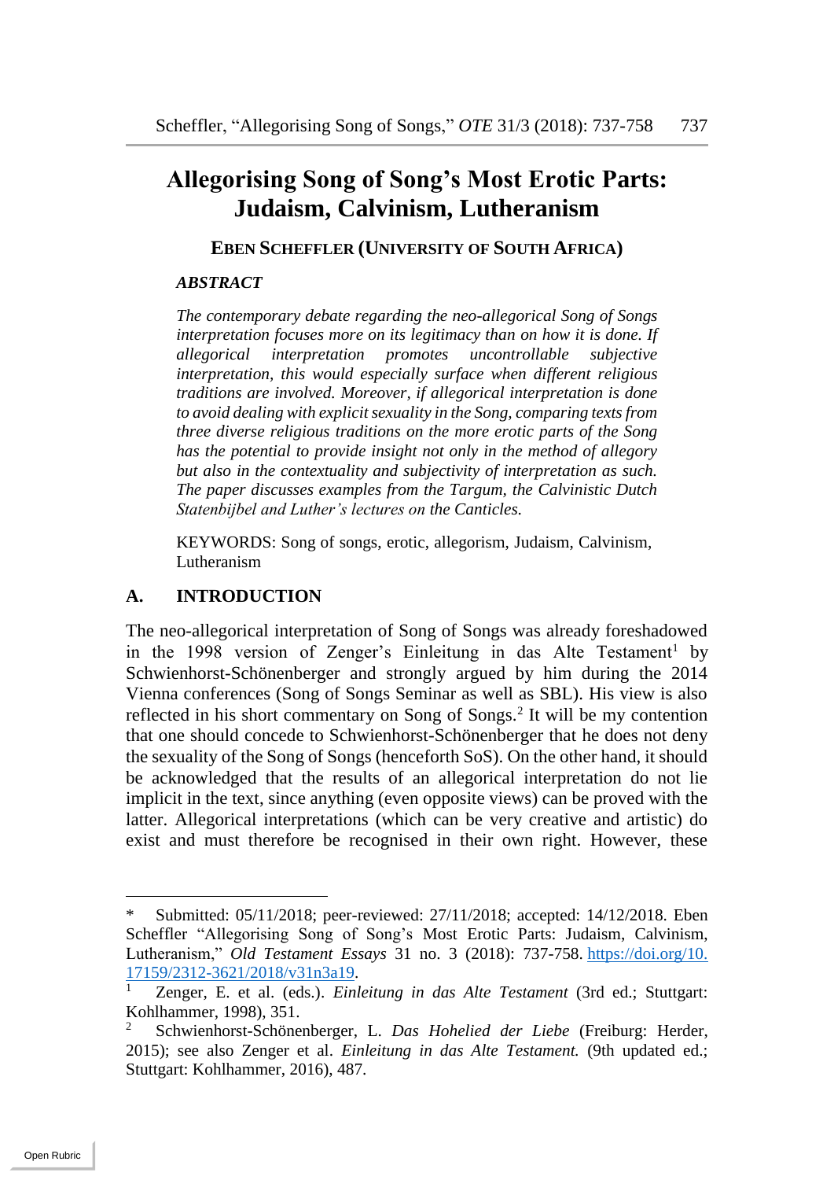# Allegorising Song of Song's Most Erotic Parts: Judaism, Calvinism, Lutheranism

**EBEN SCHEFFLER (UNIVERSITY OF SOUTH AFRICA)**

***ABSTRACT***

*The contemporary debate regarding the neo-allegorical Song of Songs interpretation focuses more on its legitimacy than on how it is done. If allegorical interpretation promotes uncontrollable subjective interpretation, this would especially surface when different religious traditions are involved. Moreover, if allegorical interpretation is done to avoid dealing with explicit sexuality in the Song, comparing texts from three diverse religious traditions on the more erotic parts of the Song has the potential to provide insight not only in the method of allegory but also in the contextuality and subjectivity of interpretation as such. The paper discusses examples from the Targum, the Calvinistic Dutch Statenbijbel and Luther's lectures on the Canticles.*

KEYWORDS: Song of songs, erotic, allegorism, Judaism, Calvinism, Lutheranism

## A. INTRODUCTION

The neo-allegorical interpretation of Song of Songs was already foreshadowed in the 1998 version of Zenger's Einleitung in das Alte Testament[1] by Schwienhorst-Schönenberger and strongly argued by him during the 2014 Vienna conferences (Song of Songs Seminar as well as SBL). His view is also reflected in his short commentary on Song of Songs.[2] It will be my contention that one should concede to Schwienhorst-Schönenberger that he does not deny the sexuality of the Song of Songs (henceforth SoS). On the other hand, it should be acknowledged that the results of an allegorical interpretation do not lie implicit in the text, since anything (even opposite views) can be proved with the latter. Allegorical interpretations (which can be very creative and artistic) do exist and must therefore be recognised in their own right. However, these

---

\* Submitted: 05/11/2018; peer-reviewed: 27/11/2018; accepted: 14/12/2018. Eben Scheffler "Allegorising Song of Song's Most Erotic Parts: Judaism, Calvinism, Lutheranism," *Old Testament Essays* 31 no. 3 (2018): 737-758. https://doi.org/10.17159/2312-3621/2018/v31n3a19.

[1] Zenger, E. et al. (eds.). *Einleitung in das Alte Testament* (3rd ed.; Stuttgart: Kohlhammer, 1998), 351.

[2] Schwienhorst-Schönenberger, L. *Das Hohelied der Liebe* (Freiburg: Herder, 2015); see also Zenger et al. *Einleitung in das Alte Testament.* (9th updated ed.; Stuttgart: Kohlhammer, 2016), 487.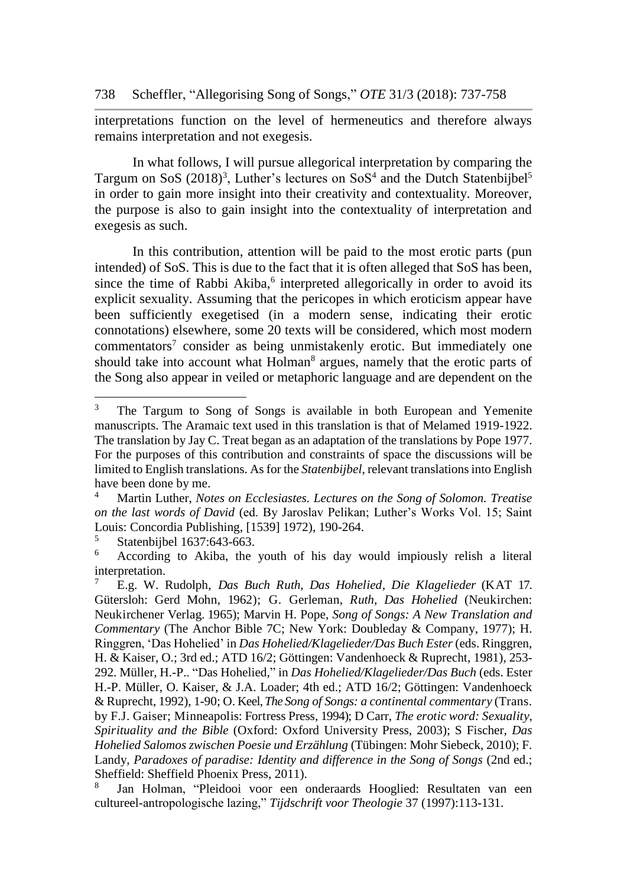interpretations function on the level of hermeneutics and therefore always remains interpretation and not exegesis.

In what follows, I will pursue allegorical interpretation by comparing the Targum on SoS (2018)[3], Luther's lectures on SoS[4] and the Dutch Statenbijbel[5] in order to gain more insight into their creativity and contextuality. Moreover, the purpose is also to gain insight into the contextuality of interpretation and exegesis as such.

In this contribution, attention will be paid to the most erotic parts (pun intended) of SoS. This is due to the fact that it is often alleged that SoS has been, since the time of Rabbi Akiba,[6] interpreted allegorically in order to avoid its explicit sexuality. Assuming that the pericopes in which eroticism appear have been sufficiently exegetised (in a modern sense, indicating their erotic connotations) elsewhere, some 20 texts will be considered, which most modern commentators[7] consider as being unmistakenly erotic. But immediately one should take into account what Holman[8] argues, namely that the erotic parts of the Song also appear in veiled or metaphoric language and are dependent on the

---

[3] The Targum to Song of Songs is available in both European and Yemenite manuscripts. The Aramaic text used in this translation is that of Melamed 1919-1922. The translation by Jay C. Treat began as an adaptation of the translations by Pope 1977. For the purposes of this contribution and constraints of space the discussions will be limited to English translations. As for the *Statenbijbel*, relevant translations into English have been done by me.

[4] Martin Luther, *Notes on Ecclesiastes. Lectures on the Song of Solomon. Treatise on the last words of David* (ed. By Jaroslav Pelikan; Luther's Works Vol. 15; Saint Louis: Concordia Publishing, [1539] 1972), 190-264.

[5] Statenbijbel 1637:643-663.

[6] According to Akiba, the youth of his day would impiously relish a literal interpretation.

[7] E.g. W. Rudolph, *Das Buch Ruth, Das Hohelied, Die Klagelieder* (KAT 17. Gütersloh: Gerd Mohn, 1962); G. Gerleman, *Ruth, Das Hohelied* (Neukirchen: Neukirchener Verlag. 1965); Marvin H. Pope, *Song of Songs: A New Translation and Commentary* (The Anchor Bible 7C; New York: Doubleday & Company, 1977); H. Ringgren, 'Das Hohelied' in *Das Hohelied/Klagelieder/Das Buch Ester* (eds. Ringgren, H. & Kaiser, O.; 3rd ed.; ATD 16/2; Göttingen: Vandenhoeck & Ruprecht, 1981), 253-292. Müller, H.-P.. "Das Hohelied," in *Das Hohelied/Klagelieder/Das Buch* (eds. Ester H.-P. Müller, O. Kaiser, & J.A. Loader; 4th ed.; ATD 16/2; Göttingen: Vandenhoeck & Ruprecht, 1992), 1-90; O. Keel, *The Song of Songs: a continental commentary* (Trans. by F.J. Gaiser; Minneapolis: Fortress Press, 1994); D Carr, *The erotic word: Sexuality, Spirituality and the Bible* (Oxford: Oxford University Press, 2003); S Fischer, *Das Hohelied Salomos zwischen Poesie und Erzählung* (Tübingen: Mohr Siebeck, 2010); F. Landy, *Paradoxes of paradise: Identity and difference in the Song of Songs* (2nd ed.; Sheffield: Sheffield Phoenix Press, 2011).

[8] Jan Holman, "Pleidooi voor een onderaards Hooglied: Resultaten van een cultureel-antropologische lazing," *Tijdschrift voor Theologie* 37 (1997):113-131.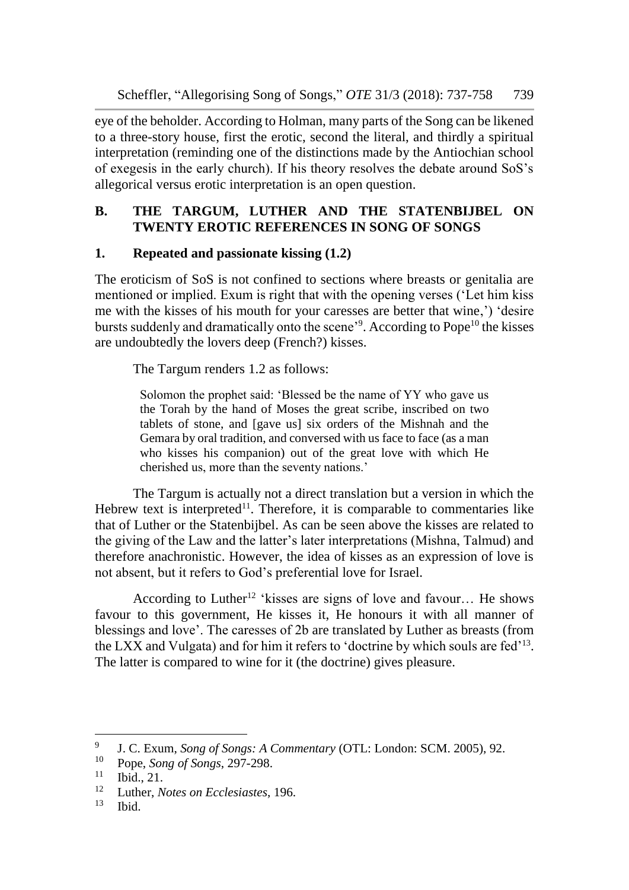eye of the beholder. According to Holman, many parts of the Song can be likened to a three-story house, first the erotic, second the literal, and thirdly a spiritual interpretation (reminding one of the distinctions made by the Antiochian school of exegesis in the early church). If his theory resolves the debate around SoS's allegorical versus erotic interpretation is an open question.

## B. THE TARGUM, LUTHER AND THE STATENBIJBEL ON TWENTY EROTIC REFERENCES IN SONG OF SONGS

### 1. Repeated and passionate kissing (1.2)

The eroticism of SoS is not confined to sections where breasts or genitalia are mentioned or implied. Exum is right that with the opening verses ('Let him kiss me with the kisses of his mouth for your caresses are better that wine,') 'desire bursts suddenly and dramatically onto the scene'[9]. According to Pope[10] the kisses are undoubtedly the lovers deep (French?) kisses.

The Targum renders 1.2 as follows:

> Solomon the prophet said: 'Blessed be the name of YY who gave us the Torah by the hand of Moses the great scribe, inscribed on two tablets of stone, and [gave us] six orders of the Mishnah and the Gemara by oral tradition, and conversed with us face to face (as a man who kisses his companion) out of the great love with which He cherished us, more than the seventy nations.'

The Targum is actually not a direct translation but a version in which the Hebrew text is interpreted[11]. Therefore, it is comparable to commentaries like that of Luther or the Statenbijbel. As can be seen above the kisses are related to the giving of the Law and the latter's later interpretations (Mishna, Talmud) and therefore anachronistic. However, the idea of kisses as an expression of love is not absent, but it refers to God's preferential love for Israel.

According to Luther[12] 'kisses are signs of love and favour… He shows favour to this government, He kisses it, He honours it with all manner of blessings and love'. The caresses of 2b are translated by Luther as breasts (from the LXX and Vulgata) and for him it refers to 'doctrine by which souls are fed'[13]. The latter is compared to wine for it (the doctrine) gives pleasure.

---

[9] J. C. Exum, *Song of Songs: A Commentary* (OTL: London: SCM. 2005), 92.

[10] Pope, *Song of Songs*, 297-298.

[11] Ibid., 21.

[12] Luther, *Notes on Ecclesiastes*, 196.

[13] Ibid.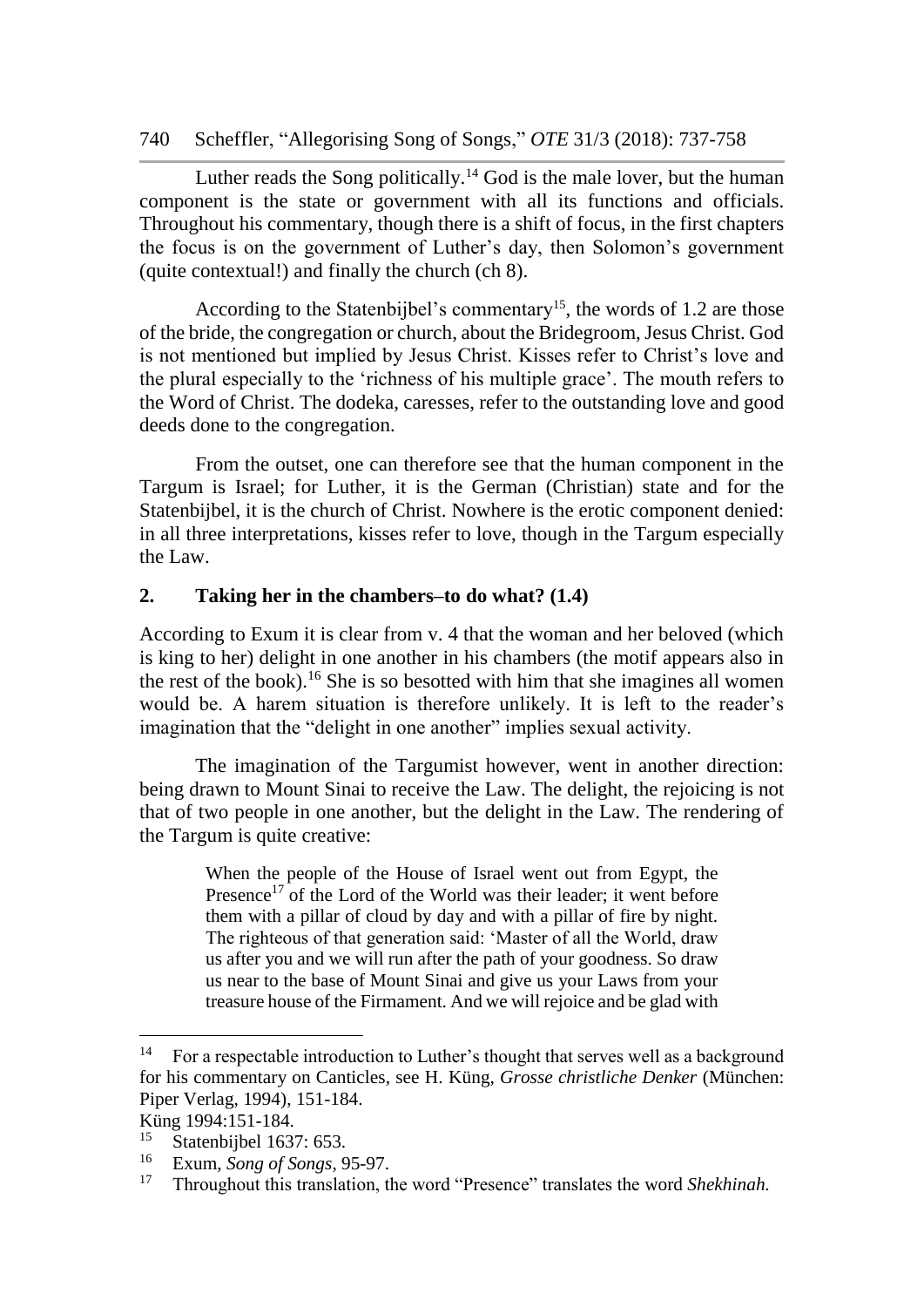Luther reads the Song politically.[14] God is the male lover, but the human component is the state or government with all its functions and officials. Throughout his commentary, though there is a shift of focus, in the first chapters the focus is on the government of Luther's day, then Solomon's government (quite contextual!) and finally the church (ch 8).

According to the Statenbijbel's commentary[15], the words of 1.2 are those of the bride, the congregation or church, about the Bridegroom, Jesus Christ. God is not mentioned but implied by Jesus Christ. Kisses refer to Christ's love and the plural especially to the 'richness of his multiple grace'. The mouth refers to the Word of Christ. The dodeka, caresses, refer to the outstanding love and good deeds done to the congregation.

From the outset, one can therefore see that the human component in the Targum is Israel; for Luther, it is the German (Christian) state and for the Statenbijbel, it is the church of Christ. Nowhere is the erotic component denied: in all three interpretations, kisses refer to love, though in the Targum especially the Law.

## 2. Taking her in the chambers–to do what? (1.4)

According to Exum it is clear from v. 4 that the woman and her beloved (which is king to her) delight in one another in his chambers (the motif appears also in the rest of the book).[16] She is so besotted with him that she imagines all women would be. A harem situation is therefore unlikely. It is left to the reader's imagination that the "delight in one another" implies sexual activity.

The imagination of the Targumist however, went in another direction: being drawn to Mount Sinai to receive the Law. The delight, the rejoicing is not that of two people in one another, but the delight in the Law. The rendering of the Targum is quite creative:

> When the people of the House of Israel went out from Egypt, the Presence[17] of the Lord of the World was their leader; it went before them with a pillar of cloud by day and with a pillar of fire by night. The righteous of that generation said: 'Master of all the World, draw us after you and we will run after the path of your goodness. So draw us near to the base of Mount Sinai and give us your Laws from your treasure house of the Firmament. And we will rejoice and be glad with

---

[14] For a respectable introduction to Luther's thought that serves well as a background for his commentary on Canticles, see H. Küng, *Grosse christliche Denker* (München: Piper Verlag, 1994), 151-184.
Küng 1994:151-184.

[15] Statenbijbel 1637: 653.

[16] Exum, *Song of Songs*, 95-97.

[17] Throughout this translation, the word "Presence" translates the word *Shekhinah.*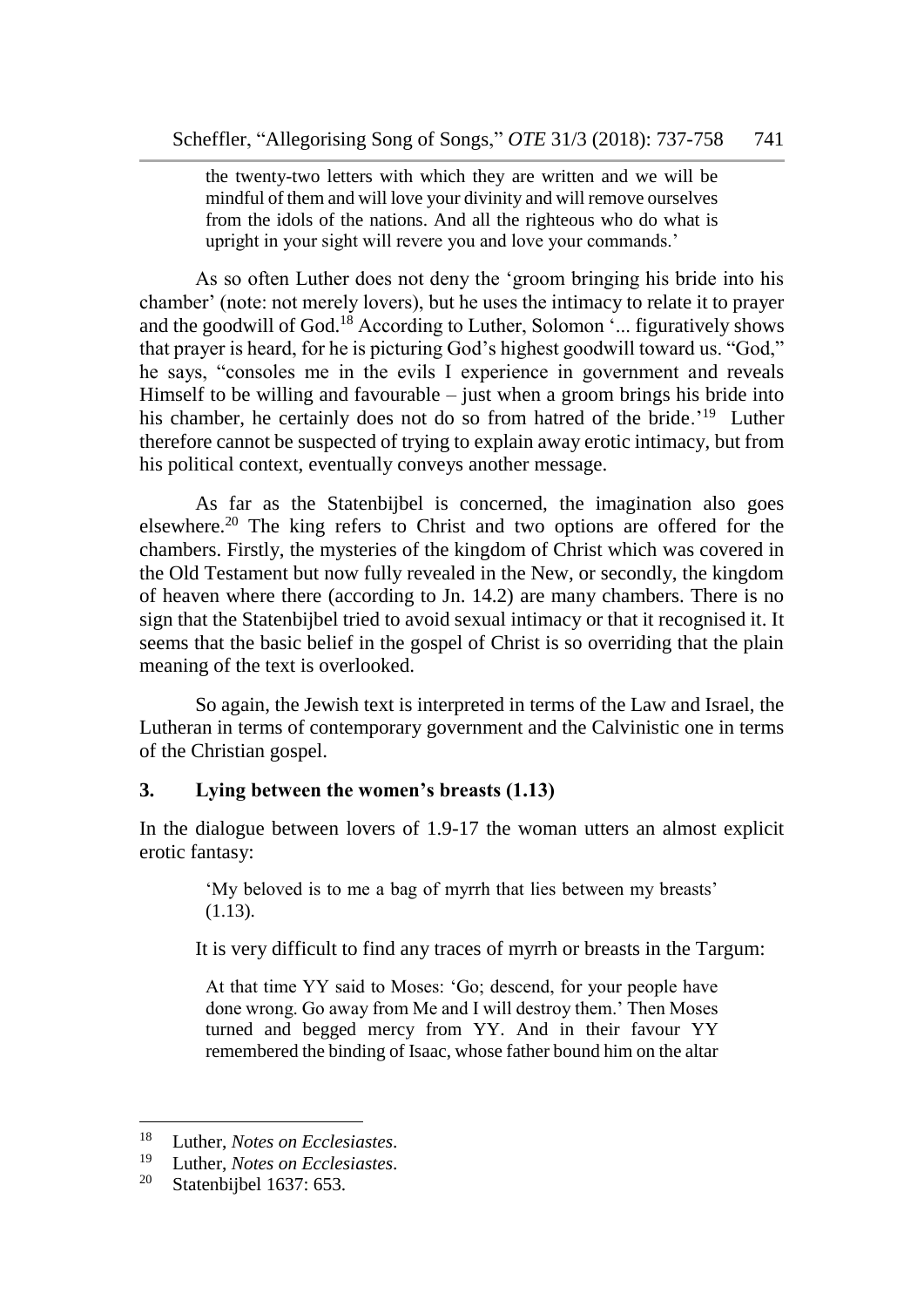> the twenty-two letters with which they are written and we will be mindful of them and will love your divinity and will remove ourselves from the idols of the nations. And all the righteous who do what is upright in your sight will revere you and love your commands.'

As so often Luther does not deny the 'groom bringing his bride into his chamber' (note: not merely lovers), but he uses the intimacy to relate it to prayer and the goodwill of God.[18] According to Luther, Solomon '... figuratively shows that prayer is heard, for he is picturing God's highest goodwill toward us. "God," he says, "consoles me in the evils I experience in government and reveals Himself to be willing and favourable – just when a groom brings his bride into his chamber, he certainly does not do so from hatred of the bride.'[19] Luther therefore cannot be suspected of trying to explain away erotic intimacy, but from his political context, eventually conveys another message.

As far as the Statenbijbel is concerned, the imagination also goes elsewhere.[20] The king refers to Christ and two options are offered for the chambers. Firstly, the mysteries of the kingdom of Christ which was covered in the Old Testament but now fully revealed in the New, or secondly, the kingdom of heaven where there (according to Jn. 14.2) are many chambers. There is no sign that the Statenbijbel tried to avoid sexual intimacy or that it recognised it. It seems that the basic belief in the gospel of Christ is so overriding that the plain meaning of the text is overlooked.

So again, the Jewish text is interpreted in terms of the Law and Israel, the Lutheran in terms of contemporary government and the Calvinistic one in terms of the Christian gospel.

## 3. Lying between the women's breasts (1.13)

In the dialogue between lovers of 1.9-17 the woman utters an almost explicit erotic fantasy:

> 'My beloved is to me a bag of myrrh that lies between my breasts' (1.13).

It is very difficult to find any traces of myrrh or breasts in the Targum:

> At that time YY said to Moses: 'Go; descend, for your people have done wrong. Go away from Me and I will destroy them.' Then Moses turned and begged mercy from YY. And in their favour YY remembered the binding of Isaac, whose father bound him on the altar

---

[18] Luther, *Notes on Ecclesiastes*.

[19] Luther, *Notes on Ecclesiastes*.

[20] Statenbijbel 1637: 653.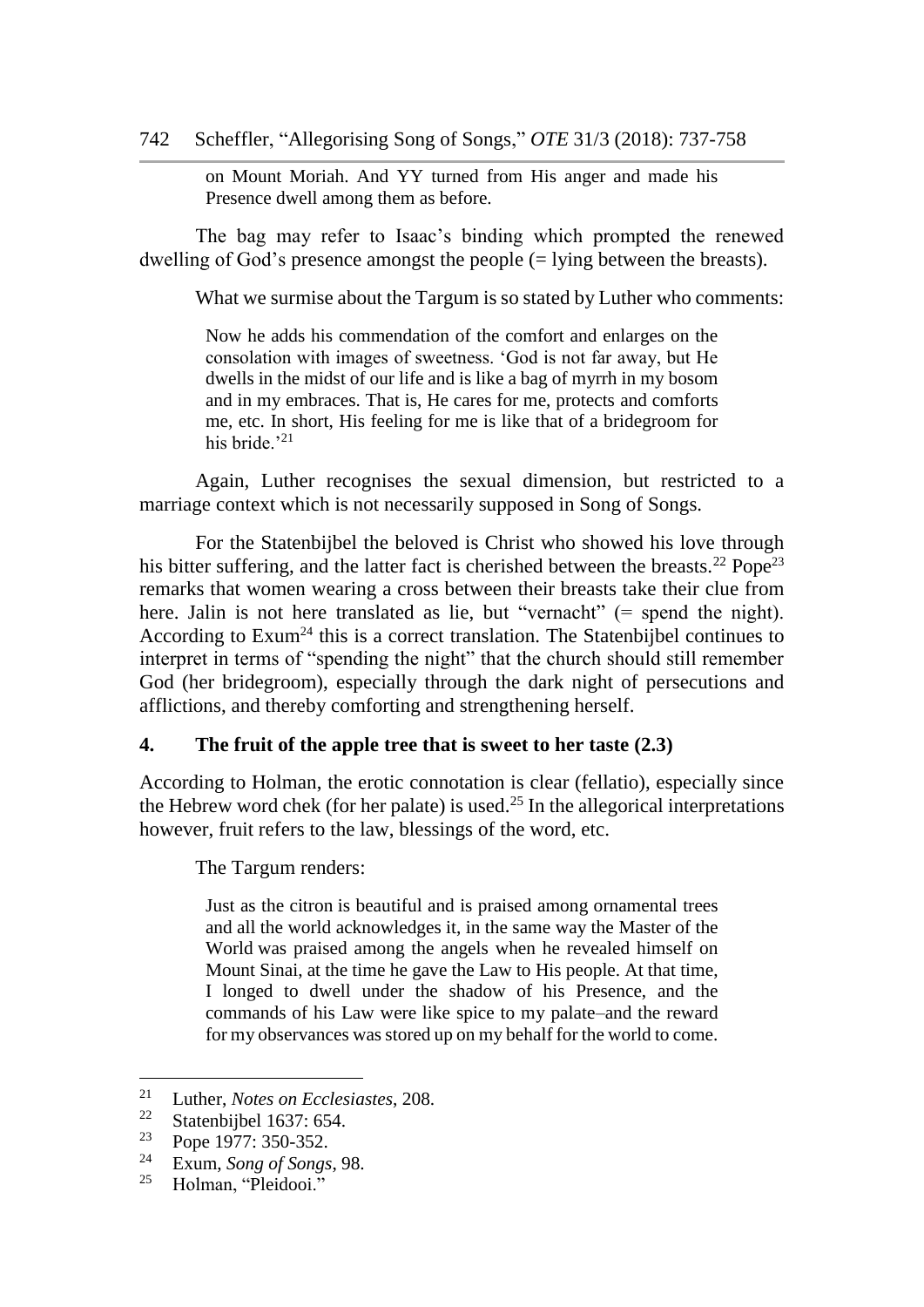> on Mount Moriah. And YY turned from His anger and made his Presence dwell among them as before.

The bag may refer to Isaac's binding which prompted the renewed dwelling of God's presence amongst the people (= lying between the breasts).

What we surmise about the Targum is so stated by Luther who comments:

> Now he adds his commendation of the comfort and enlarges on the consolation with images of sweetness. 'God is not far away, but He dwells in the midst of our life and is like a bag of myrrh in my bosom and in my embraces. That is, He cares for me, protects and comforts me, etc. In short, His feeling for me is like that of a bridegroom for his bride.'[21]

Again, Luther recognises the sexual dimension, but restricted to a marriage context which is not necessarily supposed in Song of Songs.

For the Statenbijbel the beloved is Christ who showed his love through his bitter suffering, and the latter fact is cherished between the breasts.[22] Pope[23] remarks that women wearing a cross between their breasts take their clue from here. Jalin is not here translated as lie, but "vernacht" (= spend the night). According to Exum[24] this is a correct translation. The Statenbijbel continues to interpret in terms of "spending the night" that the church should still remember God (her bridegroom), especially through the dark night of persecutions and afflictions, and thereby comforting and strengthening herself.

## 4. The fruit of the apple tree that is sweet to her taste (2.3)

According to Holman, the erotic connotation is clear (fellatio), especially since the Hebrew word chek (for her palate) is used.[25] In the allegorical interpretations however, fruit refers to the law, blessings of the word, etc.

The Targum renders:

> Just as the citron is beautiful and is praised among ornamental trees and all the world acknowledges it, in the same way the Master of the World was praised among the angels when he revealed himself on Mount Sinai, at the time he gave the Law to His people. At that time, I longed to dwell under the shadow of his Presence, and the commands of his Law were like spice to my palate–and the reward for my observances was stored up on my behalf for the world to come.

---

[21] Luther, *Notes on Ecclesiastes*, 208.

[22] Statenbijbel 1637: 654.

[23] Pope 1977: 350-352.

[24] Exum, *Song of Songs*, 98.

[25] Holman, "Pleidooi."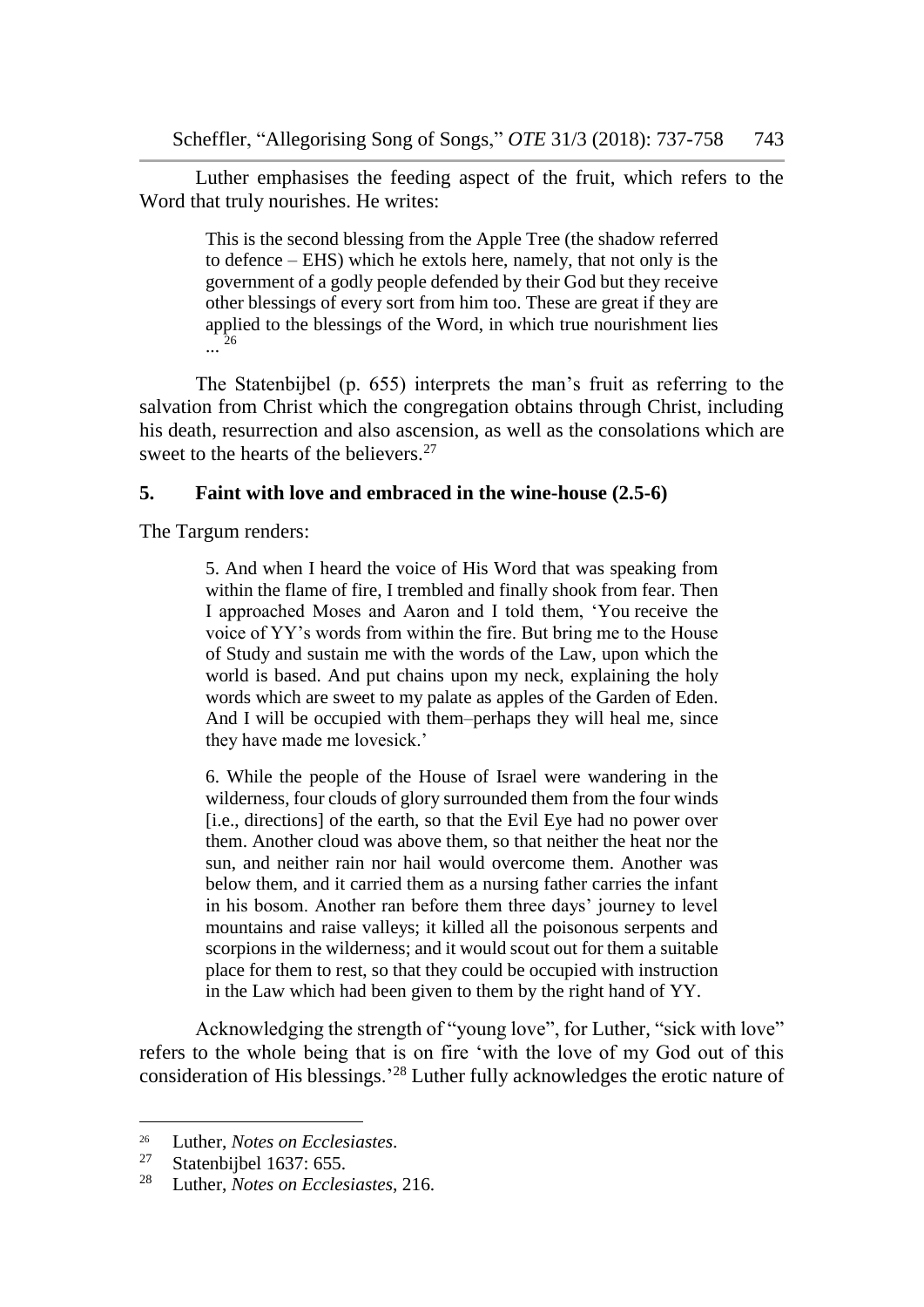Luther emphasises the feeding aspect of the fruit, which refers to the Word that truly nourishes. He writes:

> This is the second blessing from the Apple Tree (the shadow referred to defence – EHS) which he extols here, namely, that not only is the government of a godly people defended by their God but they receive other blessings of every sort from him too. These are great if they are applied to the blessings of the Word, in which true nourishment lies ...[26]

The Statenbijbel (p. 655) interprets the man's fruit as referring to the salvation from Christ which the congregation obtains through Christ, including his death, resurrection and also ascension, as well as the consolations which are sweet to the hearts of the believers.[27]

## 5. Faint with love and embraced in the wine-house (2.5-6)

The Targum renders:

> 5. And when I heard the voice of His Word that was speaking from within the flame of fire, I trembled and finally shook from fear. Then I approached Moses and Aaron and I told them, 'You receive the voice of YY's words from within the fire. But bring me to the House of Study and sustain me with the words of the Law, upon which the world is based. And put chains upon my neck, explaining the holy words which are sweet to my palate as apples of the Garden of Eden. And I will be occupied with them–perhaps they will heal me, since they have made me lovesick.'
>
> 6. While the people of the House of Israel were wandering in the wilderness, four clouds of glory surrounded them from the four winds [i.e., directions] of the earth, so that the Evil Eye had no power over them. Another cloud was above them, so that neither the heat nor the sun, and neither rain nor hail would overcome them. Another was below them, and it carried them as a nursing father carries the infant in his bosom. Another ran before them three days' journey to level mountains and raise valleys; it killed all the poisonous serpents and scorpions in the wilderness; and it would scout out for them a suitable place for them to rest, so that they could be occupied with instruction in the Law which had been given to them by the right hand of YY.

Acknowledging the strength of "young love", for Luther, "sick with love" refers to the whole being that is on fire 'with the love of my God out of this consideration of His blessings.'[28] Luther fully acknowledges the erotic nature of

---

[26] Luther, *Notes on Ecclesiastes*.

[27] Statenbijbel 1637: 655.

[28] Luther, *Notes on Ecclesiastes*, 216.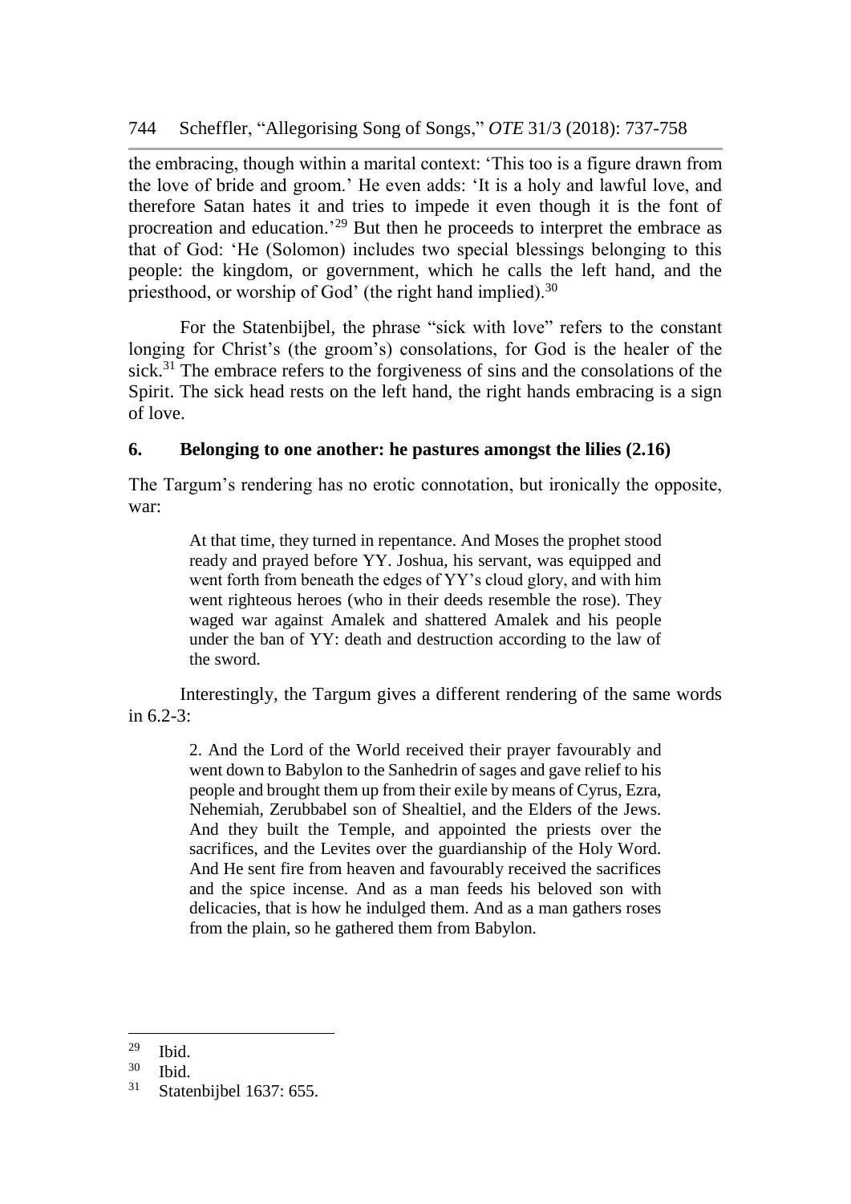the embracing, though within a marital context: 'This too is a figure drawn from the love of bride and groom.' He even adds: 'It is a holy and lawful love, and therefore Satan hates it and tries to impede it even though it is the font of procreation and education.'[29] But then he proceeds to interpret the embrace as that of God: 'He (Solomon) includes two special blessings belonging to this people: the kingdom, or government, which he calls the left hand, and the priesthood, or worship of God' (the right hand implied).[30]

For the Statenbijbel, the phrase "sick with love" refers to the constant longing for Christ's (the groom's) consolations, for God is the healer of the sick.[31] The embrace refers to the forgiveness of sins and the consolations of the Spirit. The sick head rests on the left hand, the right hands embracing is a sign of love.

## 6. Belonging to one another: he pastures amongst the lilies (2.16)

The Targum's rendering has no erotic connotation, but ironically the opposite, war:

> At that time, they turned in repentance. And Moses the prophet stood ready and prayed before YY. Joshua, his servant, was equipped and went forth from beneath the edges of YY's cloud glory, and with him went righteous heroes (who in their deeds resemble the rose). They waged war against Amalek and shattered Amalek and his people under the ban of YY: death and destruction according to the law of the sword.

Interestingly, the Targum gives a different rendering of the same words in 6.2-3:

> 2. And the Lord of the World received their prayer favourably and went down to Babylon to the Sanhedrin of sages and gave relief to his people and brought them up from their exile by means of Cyrus, Ezra, Nehemiah, Zerubbabel son of Shealtiel, and the Elders of the Jews. And they built the Temple, and appointed the priests over the sacrifices, and the Levites over the guardianship of the Holy Word. And He sent fire from heaven and favourably received the sacrifices and the spice incense. And as a man feeds his beloved son with delicacies, that is how he indulged them. And as a man gathers roses from the plain, so he gathered them from Babylon.

---

[29] Ibid.

[30] Ibid.

[31] Statenbijbel 1637: 655.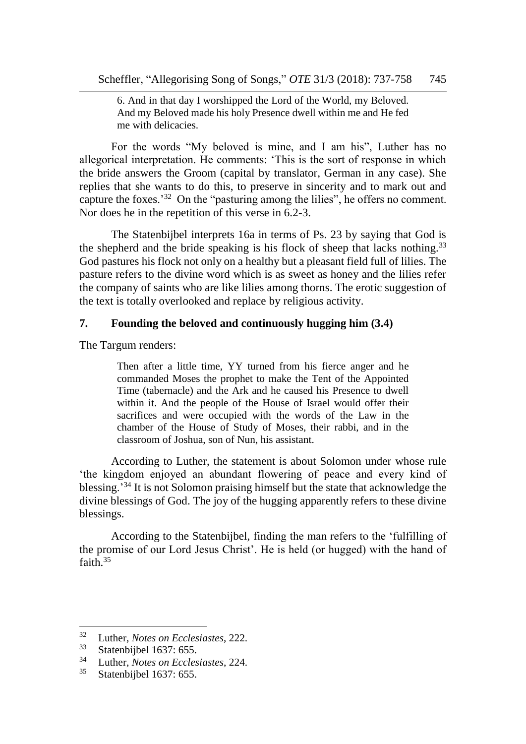> 6. And in that day I worshipped the Lord of the World, my Beloved. And my Beloved made his holy Presence dwell within me and He fed me with delicacies.

For the words "My beloved is mine, and I am his", Luther has no allegorical interpretation. He comments: 'This is the sort of response in which the bride answers the Groom (capital by translator, German in any case). She replies that she wants to do this, to preserve in sincerity and to mark out and capture the foxes.'[32] On the "pasturing among the lilies", he offers no comment. Nor does he in the repetition of this verse in 6.2-3.

The Statenbijbel interprets 16a in terms of Ps. 23 by saying that God is the shepherd and the bride speaking is his flock of sheep that lacks nothing.[33] God pastures his flock not only on a healthy but a pleasant field full of lilies. The pasture refers to the divine word which is as sweet as honey and the lilies refer the company of saints who are like lilies among thorns. The erotic suggestion of the text is totally overlooked and replace by religious activity.

## 7. Founding the beloved and continuously hugging him (3.4)

The Targum renders:

> Then after a little time, YY turned from his fierce anger and he commanded Moses the prophet to make the Tent of the Appointed Time (tabernacle) and the Ark and he caused his Presence to dwell within it. And the people of the House of Israel would offer their sacrifices and were occupied with the words of the Law in the chamber of the House of Study of Moses, their rabbi, and in the classroom of Joshua, son of Nun, his assistant.

According to Luther, the statement is about Solomon under whose rule 'the kingdom enjoyed an abundant flowering of peace and every kind of blessing.'[34] It is not Solomon praising himself but the state that acknowledge the divine blessings of God. The joy of the hugging apparently refers to these divine blessings.

According to the Statenbijbel, finding the man refers to the 'fulfilling of the promise of our Lord Jesus Christ'. He is held (or hugged) with the hand of faith.[35]

---

[32] Luther, *Notes on Ecclesiastes*, 222.

[33] Statenbijbel 1637: 655.

[34] Luther, *Notes on Ecclesiastes*, 224.

[35] Statenbijbel 1637: 655.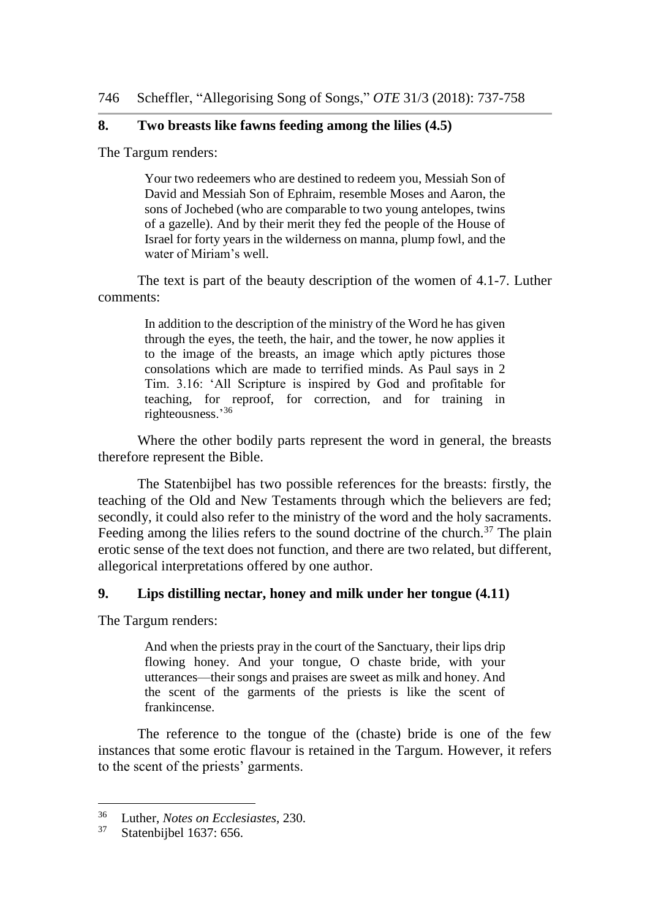## 8. Two breasts like fawns feeding among the lilies (4.5)

The Targum renders:

> Your two redeemers who are destined to redeem you, Messiah Son of David and Messiah Son of Ephraim, resemble Moses and Aaron, the sons of Jochebed (who are comparable to two young antelopes, twins of a gazelle). And by their merit they fed the people of the House of Israel for forty years in the wilderness on manna, plump fowl, and the water of Miriam's well.

The text is part of the beauty description of the women of 4.1-7. Luther comments:

> In addition to the description of the ministry of the Word he has given through the eyes, the teeth, the hair, and the tower, he now applies it to the image of the breasts, an image which aptly pictures those consolations which are made to terrified minds. As Paul says in 2 Tim. 3.16: 'All Scripture is inspired by God and profitable for teaching, for reproof, for correction, and for training in righteousness.'[36]

Where the other bodily parts represent the word in general, the breasts therefore represent the Bible.

The Statenbijbel has two possible references for the breasts: firstly, the teaching of the Old and New Testaments through which the believers are fed; secondly, it could also refer to the ministry of the word and the holy sacraments. Feeding among the lilies refers to the sound doctrine of the church.[37] The plain erotic sense of the text does not function, and there are two related, but different, allegorical interpretations offered by one author.

## 9. Lips distilling nectar, honey and milk under her tongue (4.11)

The Targum renders:

> And when the priests pray in the court of the Sanctuary, their lips drip flowing honey. And your tongue, O chaste bride, with your utterances—their songs and praises are sweet as milk and honey. And the scent of the garments of the priests is like the scent of frankincense.

The reference to the tongue of the (chaste) bride is one of the few instances that some erotic flavour is retained in the Targum. However, it refers to the scent of the priests' garments.

---

[36] Luther, *Notes on Ecclesiastes*, 230.

[37] Statenbijbel 1637: 656.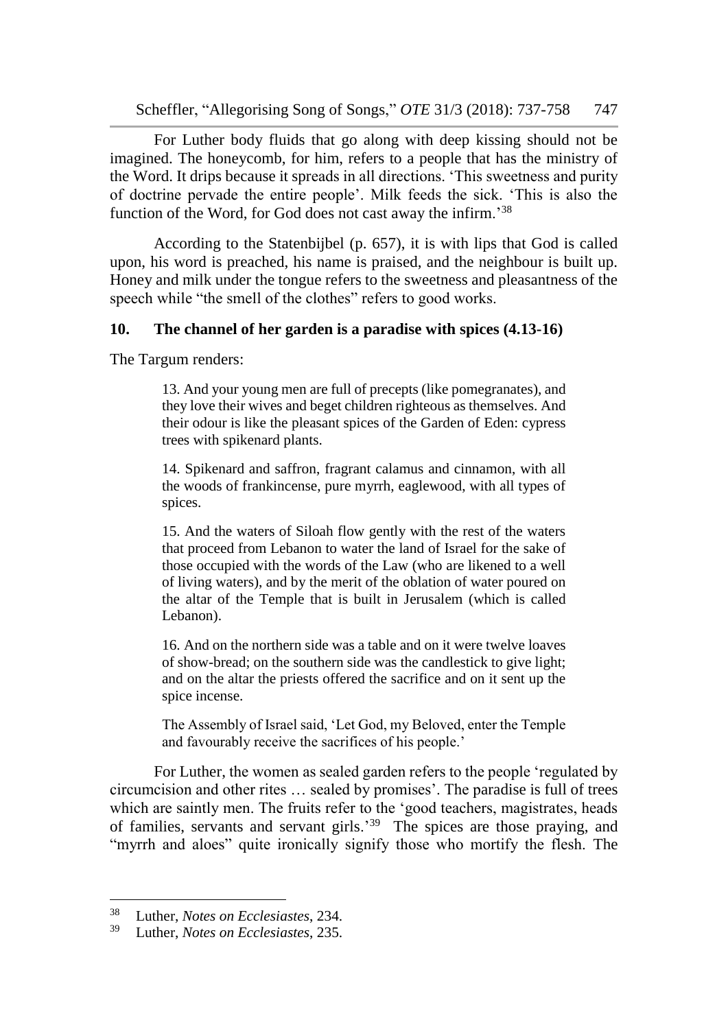For Luther body fluids that go along with deep kissing should not be imagined. The honeycomb, for him, refers to a people that has the ministry of the Word. It drips because it spreads in all directions. 'This sweetness and purity of doctrine pervade the entire people'. Milk feeds the sick. 'This is also the function of the Word, for God does not cast away the infirm.'[38]

According to the Statenbijbel (p. 657), it is with lips that God is called upon, his word is preached, his name is praised, and the neighbour is built up. Honey and milk under the tongue refers to the sweetness and pleasantness of the speech while "the smell of the clothes" refers to good works.

## 10. The channel of her garden is a paradise with spices (4.13-16)

The Targum renders:

> 13. And your young men are full of precepts (like pomegranates), and they love their wives and beget children righteous as themselves. And their odour is like the pleasant spices of the Garden of Eden: cypress trees with spikenard plants.
>
> 14. Spikenard and saffron, fragrant calamus and cinnamon, with all the woods of frankincense, pure myrrh, eaglewood, with all types of spices.
>
> 15. And the waters of Siloah flow gently with the rest of the waters that proceed from Lebanon to water the land of Israel for the sake of those occupied with the words of the Law (who are likened to a well of living waters), and by the merit of the oblation of water poured on the altar of the Temple that is built in Jerusalem (which is called Lebanon).
>
> 16. And on the northern side was a table and on it were twelve loaves of show-bread; on the southern side was the candlestick to give light; and on the altar the priests offered the sacrifice and on it sent up the spice incense.
>
> The Assembly of Israel said, 'Let God, my Beloved, enter the Temple and favourably receive the sacrifices of his people.'

For Luther, the women as sealed garden refers to the people 'regulated by circumcision and other rites … sealed by promises'. The paradise is full of trees which are saintly men. The fruits refer to the 'good teachers, magistrates, heads of families, servants and servant girls.'[39] The spices are those praying, and "myrrh and aloes" quite ironically signify those who mortify the flesh. The

---

[38] Luther, *Notes on Ecclesiastes*, 234.

[39] Luther, *Notes on Ecclesiastes*, 235.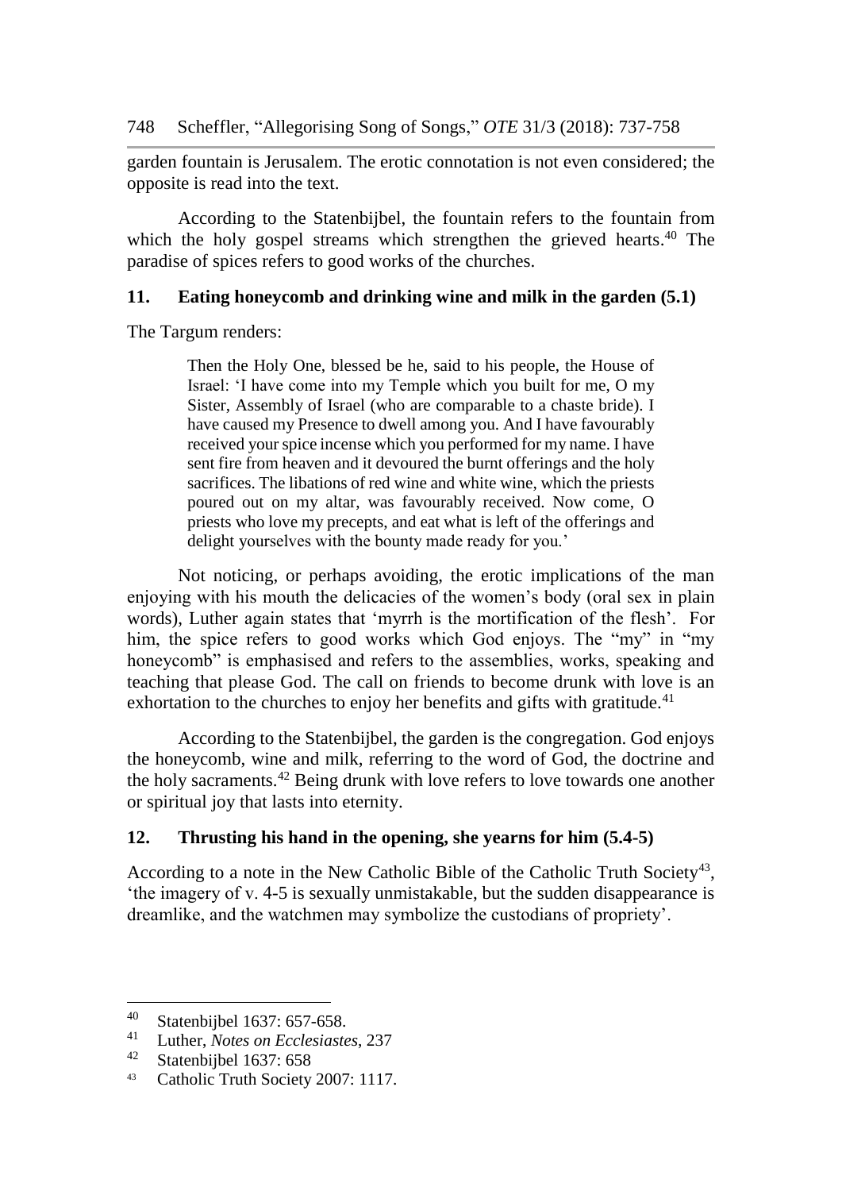garden fountain is Jerusalem. The erotic connotation is not even considered; the opposite is read into the text.

According to the Statenbijbel, the fountain refers to the fountain from which the holy gospel streams which strengthen the grieved hearts.[40] The paradise of spices refers to good works of the churches.

## 11. Eating honeycomb and drinking wine and milk in the garden (5.1)

The Targum renders:

> Then the Holy One, blessed be he, said to his people, the House of Israel: 'I have come into my Temple which you built for me, O my Sister, Assembly of Israel (who are comparable to a chaste bride). I have caused my Presence to dwell among you. And I have favourably received your spice incense which you performed for my name. I have sent fire from heaven and it devoured the burnt offerings and the holy sacrifices. The libations of red wine and white wine, which the priests poured out on my altar, was favourably received. Now come, O priests who love my precepts, and eat what is left of the offerings and delight yourselves with the bounty made ready for you.'

Not noticing, or perhaps avoiding, the erotic implications of the man enjoying with his mouth the delicacies of the women's body (oral sex in plain words), Luther again states that 'myrrh is the mortification of the flesh'. For him, the spice refers to good works which God enjoys. The "my" in "my honeycomb" is emphasised and refers to the assemblies, works, speaking and teaching that please God. The call on friends to become drunk with love is an exhortation to the churches to enjoy her benefits and gifts with gratitude.[41]

According to the Statenbijbel, the garden is the congregation. God enjoys the honeycomb, wine and milk, referring to the word of God, the doctrine and the holy sacraments.[42] Being drunk with love refers to love towards one another or spiritual joy that lasts into eternity.

## 12. Thrusting his hand in the opening, she yearns for him (5.4-5)

According to a note in the New Catholic Bible of the Catholic Truth Society[43], 'the imagery of v. 4-5 is sexually unmistakable, but the sudden disappearance is dreamlike, and the watchmen may symbolize the custodians of propriety'.

---

[40] Statenbijbel 1637: 657-658.

[41] Luther, *Notes on Ecclesiastes*, 237

[42] Statenbijbel 1637: 658

[43] Catholic Truth Society 2007: 1117.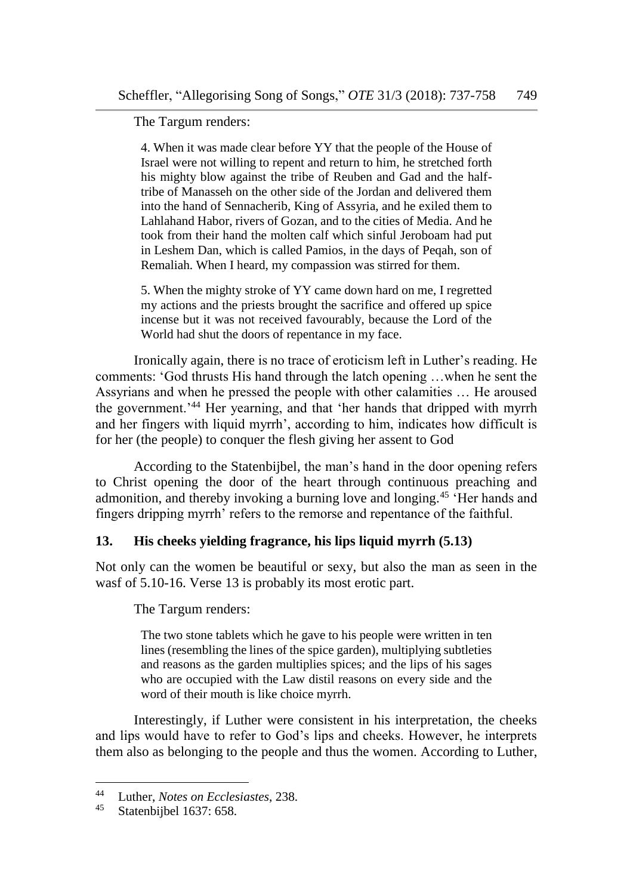The Targum renders:

> 4. When it was made clear before YY that the people of the House of Israel were not willing to repent and return to him, he stretched forth his mighty blow against the tribe of Reuben and Gad and the half-tribe of Manasseh on the other side of the Jordan and delivered them into the hand of Sennacherib, King of Assyria, and he exiled them to Lahlahand Habor, rivers of Gozan, and to the cities of Media. And he took from their hand the molten calf which sinful Jeroboam had put in Leshem Dan, which is called Pamios, in the days of Peqah, son of Remaliah. When I heard, my compassion was stirred for them.
>
> 5. When the mighty stroke of YY came down hard on me, I regretted my actions and the priests brought the sacrifice and offered up spice incense but it was not received favourably, because the Lord of the World had shut the doors of repentance in my face.

Ironically again, there is no trace of eroticism left in Luther's reading. He comments: 'God thrusts His hand through the latch opening …when he sent the Assyrians and when he pressed the people with other calamities … He aroused the government.'[44] Her yearning, and that 'her hands that dripped with myrrh and her fingers with liquid myrrh', according to him, indicates how difficult is for her (the people) to conquer the flesh giving her assent to God

According to the Statenbijbel, the man's hand in the door opening refers to Christ opening the door of the heart through continuous preaching and admonition, and thereby invoking a burning love and longing.[45] 'Her hands and fingers dripping myrrh' refers to the remorse and repentance of the faithful.

## 13. His cheeks yielding fragrance, his lips liquid myrrh (5.13)

Not only can the women be beautiful or sexy, but also the man as seen in the wasf of 5.10-16. Verse 13 is probably its most erotic part.

The Targum renders:

> The two stone tablets which he gave to his people were written in ten lines (resembling the lines of the spice garden), multiplying subtleties and reasons as the garden multiplies spices; and the lips of his sages who are occupied with the Law distil reasons on every side and the word of their mouth is like choice myrrh.

Interestingly, if Luther were consistent in his interpretation, the cheeks and lips would have to refer to God's lips and cheeks. However, he interprets them also as belonging to the people and thus the women. According to Luther,

---

[44] Luther, *Notes on Ecclesiastes*, 238.

[45] Statenbijbel 1637: 658.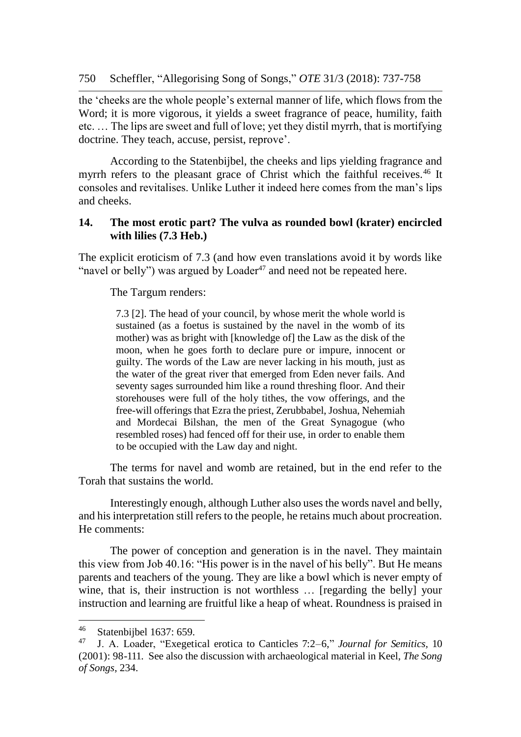the 'cheeks are the whole people's external manner of life, which flows from the Word; it is more vigorous, it yields a sweet fragrance of peace, humility, faith etc. … The lips are sweet and full of love; yet they distil myrrh, that is mortifying doctrine. They teach, accuse, persist, reprove'.

According to the Statenbijbel, the cheeks and lips yielding fragrance and myrrh refers to the pleasant grace of Christ which the faithful receives.[46] It consoles and revitalises. Unlike Luther it indeed here comes from the man's lips and cheeks.

## 14. The most erotic part? The vulva as rounded bowl (krater) encircled with lilies (7.3 Heb.)

The explicit eroticism of 7.3 (and how even translations avoid it by words like "navel or belly") was argued by Loader[47] and need not be repeated here.

The Targum renders:

> 7.3 [2]. The head of your council, by whose merit the whole world is sustained (as a foetus is sustained by the navel in the womb of its mother) was as bright with [knowledge of] the Law as the disk of the moon, when he goes forth to declare pure or impure, innocent or guilty. The words of the Law are never lacking in his mouth, just as the water of the great river that emerged from Eden never fails. And seventy sages surrounded him like a round threshing floor. And their storehouses were full of the holy tithes, the vow offerings, and the free-will offerings that Ezra the priest, Zerubbabel, Joshua, Nehemiah and Mordecai Bilshan, the men of the Great Synagogue (who resembled roses) had fenced off for their use, in order to enable them to be occupied with the Law day and night.

The terms for navel and womb are retained, but in the end refer to the Torah that sustains the world.

Interestingly enough, although Luther also uses the words navel and belly, and his interpretation still refers to the people, he retains much about procreation. He comments:

The power of conception and generation is in the navel. They maintain this view from Job 40.16: "His power is in the navel of his belly". But He means parents and teachers of the young. They are like a bowl which is never empty of wine, that is, their instruction is not worthless … [regarding the belly] your instruction and learning are fruitful like a heap of wheat. Roundness is praised in

---

[46] Statenbijbel 1637: 659.

[47] J. A. Loader, "Exegetical erotica to Canticles 7:2–6," *Journal for Semitics*, 10 (2001): 98-111. See also the discussion with archaeological material in Keel, *The Song of Songs*, 234.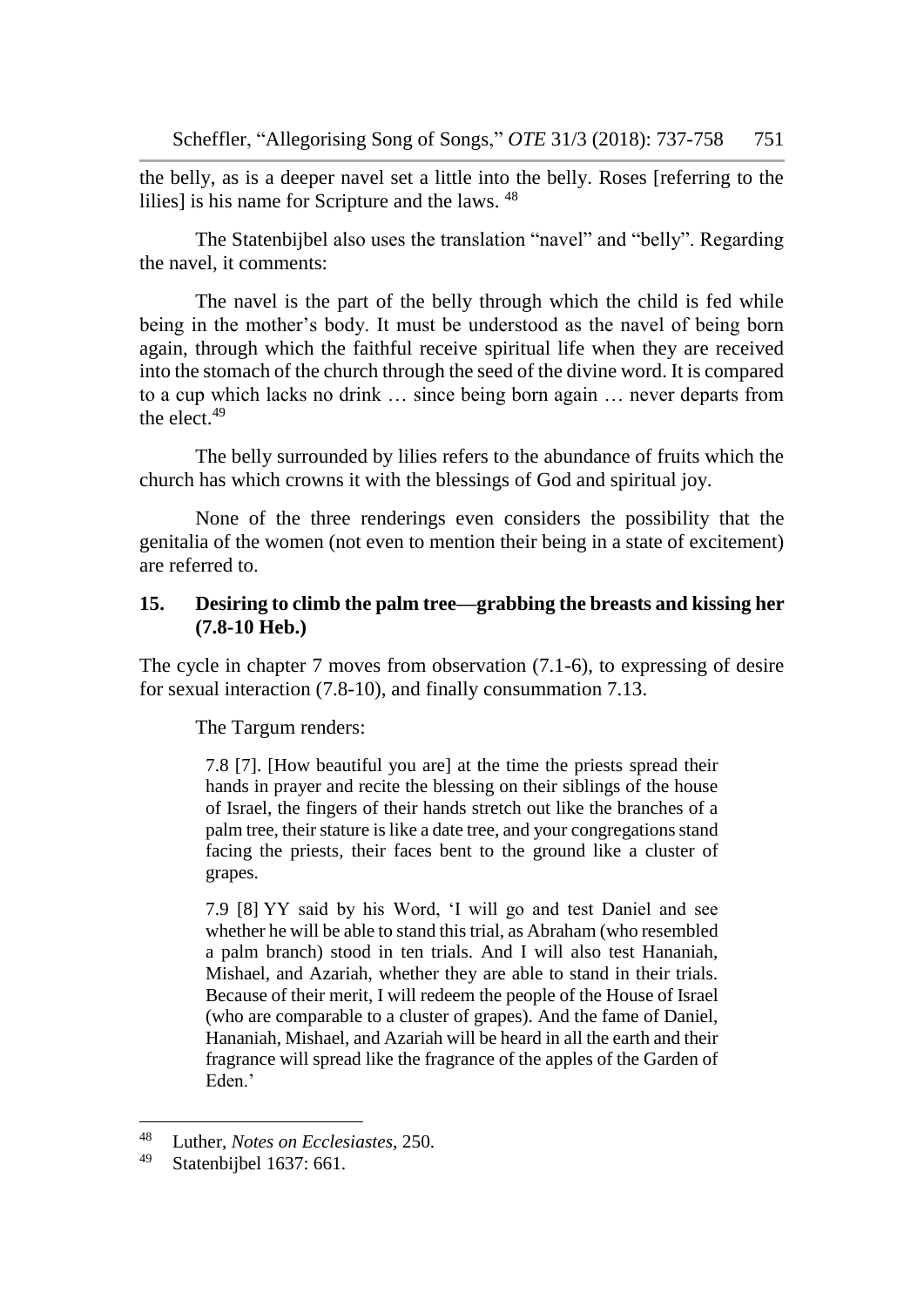the belly, as is a deeper navel set a little into the belly. Roses [referring to the lilies] is his name for Scripture and the laws. [48]

The Statenbijbel also uses the translation "navel" and "belly". Regarding the navel, it comments:

The navel is the part of the belly through which the child is fed while being in the mother's body. It must be understood as the navel of being born again, through which the faithful receive spiritual life when they are received into the stomach of the church through the seed of the divine word. It is compared to a cup which lacks no drink … since being born again … never departs from the elect.[49]

The belly surrounded by lilies refers to the abundance of fruits which the church has which crowns it with the blessings of God and spiritual joy.

None of the three renderings even considers the possibility that the genitalia of the women (not even to mention their being in a state of excitement) are referred to.

## 15. Desiring to climb the palm tree—grabbing the breasts and kissing her (7.8-10 Heb.)

The cycle in chapter 7 moves from observation (7.1-6), to expressing of desire for sexual interaction (7.8-10), and finally consummation 7.13.

The Targum renders:

> 7.8 [7]. [How beautiful you are] at the time the priests spread their hands in prayer and recite the blessing on their siblings of the house of Israel, the fingers of their hands stretch out like the branches of a palm tree, their stature is like a date tree, and your congregations stand facing the priests, their faces bent to the ground like a cluster of grapes.
>
> 7.9 [8] YY said by his Word, 'I will go and test Daniel and see whether he will be able to stand this trial, as Abraham (who resembled a palm branch) stood in ten trials. And I will also test Hananiah, Mishael, and Azariah, whether they are able to stand in their trials. Because of their merit, I will redeem the people of the House of Israel (who are comparable to a cluster of grapes). And the fame of Daniel, Hananiah, Mishael, and Azariah will be heard in all the earth and their fragrance will spread like the fragrance of the apples of the Garden of Eden.'

---

[48] Luther, *Notes on Ecclesiastes*, 250.

[49] Statenbijbel 1637: 661.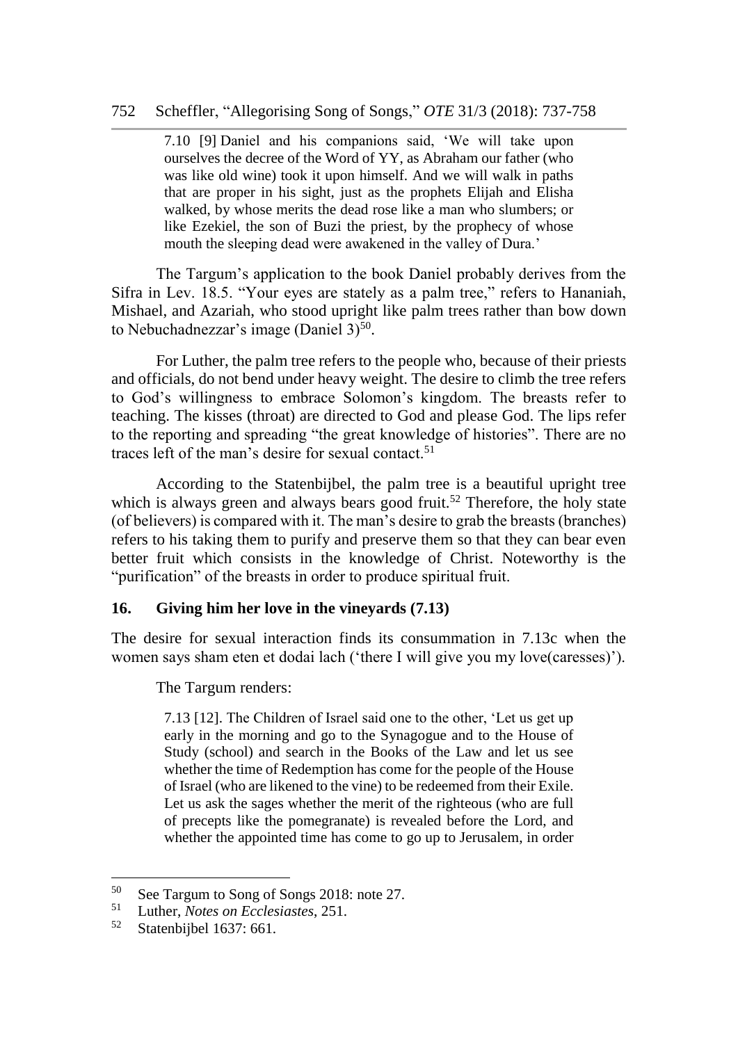> 7.10 [9] Daniel and his companions said, 'We will take upon ourselves the decree of the Word of YY, as Abraham our father (who was like old wine) took it upon himself. And we will walk in paths that are proper in his sight, just as the prophets Elijah and Elisha walked, by whose merits the dead rose like a man who slumbers; or like Ezekiel, the son of Buzi the priest, by the prophecy of whose mouth the sleeping dead were awakened in the valley of Dura.'

The Targum's application to the book Daniel probably derives from the Sifra in Lev. 18.5. "Your eyes are stately as a palm tree," refers to Hananiah, Mishael, and Azariah, who stood upright like palm trees rather than bow down to Nebuchadnezzar's image (Daniel 3)[50].

For Luther, the palm tree refers to the people who, because of their priests and officials, do not bend under heavy weight. The desire to climb the tree refers to God's willingness to embrace Solomon's kingdom. The breasts refer to teaching. The kisses (throat) are directed to God and please God. The lips refer to the reporting and spreading "the great knowledge of histories". There are no traces left of the man's desire for sexual contact.[51]

According to the Statenbijbel, the palm tree is a beautiful upright tree which is always green and always bears good fruit.[52] Therefore, the holy state (of believers) is compared with it. The man's desire to grab the breasts (branches) refers to his taking them to purify and preserve them so that they can bear even better fruit which consists in the knowledge of Christ. Noteworthy is the "purification" of the breasts in order to produce spiritual fruit.

## 16. Giving him her love in the vineyards (7.13)

The desire for sexual interaction finds its consummation in 7.13c when the women says sham eten et dodai lach ('there I will give you my love(caresses)').

The Targum renders:

> 7.13 [12]. The Children of Israel said one to the other, 'Let us get up early in the morning and go to the Synagogue and to the House of Study (school) and search in the Books of the Law and let us see whether the time of Redemption has come for the people of the House of Israel (who are likened to the vine) to be redeemed from their Exile. Let us ask the sages whether the merit of the righteous (who are full of precepts like the pomegranate) is revealed before the Lord, and whether the appointed time has come to go up to Jerusalem, in order

---

[50] See Targum to Song of Songs 2018: note 27.

[51] Luther, *Notes on Ecclesiastes*, 251.

[52] Statenbijbel 1637: 661.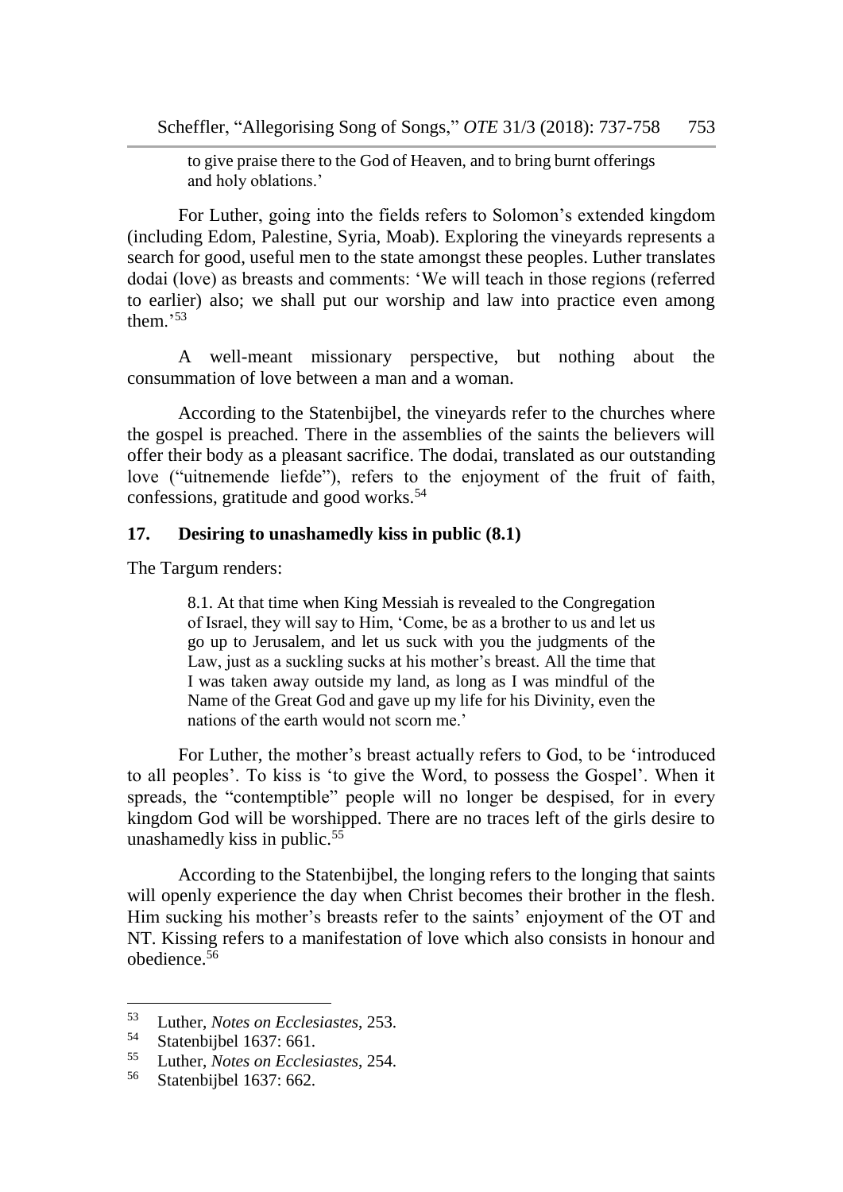> to give praise there to the God of Heaven, and to bring burnt offerings and holy oblations.'

For Luther, going into the fields refers to Solomon's extended kingdom (including Edom, Palestine, Syria, Moab). Exploring the vineyards represents a search for good, useful men to the state amongst these peoples. Luther translates dodai (love) as breasts and comments: 'We will teach in those regions (referred to earlier) also; we shall put our worship and law into practice even among them.'[53]

A well-meant missionary perspective, but nothing about the consummation of love between a man and a woman.

According to the Statenbijbel, the vineyards refer to the churches where the gospel is preached. There in the assemblies of the saints the believers will offer their body as a pleasant sacrifice. The dodai, translated as our outstanding love ("uitnemende liefde"), refers to the enjoyment of the fruit of faith, confessions, gratitude and good works.[54]

## 17. Desiring to unashamedly kiss in public (8.1)

The Targum renders:

> 8.1. At that time when King Messiah is revealed to the Congregation of Israel, they will say to Him, 'Come, be as a brother to us and let us go up to Jerusalem, and let us suck with you the judgments of the Law, just as a suckling sucks at his mother's breast. All the time that I was taken away outside my land, as long as I was mindful of the Name of the Great God and gave up my life for his Divinity, even the nations of the earth would not scorn me.'

For Luther, the mother's breast actually refers to God, to be 'introduced to all peoples'. To kiss is 'to give the Word, to possess the Gospel'. When it spreads, the "contemptible" people will no longer be despised, for in every kingdom God will be worshipped. There are no traces left of the girls desire to unashamedly kiss in public.[55]

According to the Statenbijbel, the longing refers to the longing that saints will openly experience the day when Christ becomes their brother in the flesh. Him sucking his mother's breasts refer to the saints' enjoyment of the OT and NT. Kissing refers to a manifestation of love which also consists in honour and obedience.[56]

---

[53] Luther, *Notes on Ecclesiastes*, 253.

[54] Statenbijbel 1637: 661.

[55] Luther, *Notes on Ecclesiastes*, 254.

[56] Statenbijbel 1637: 662.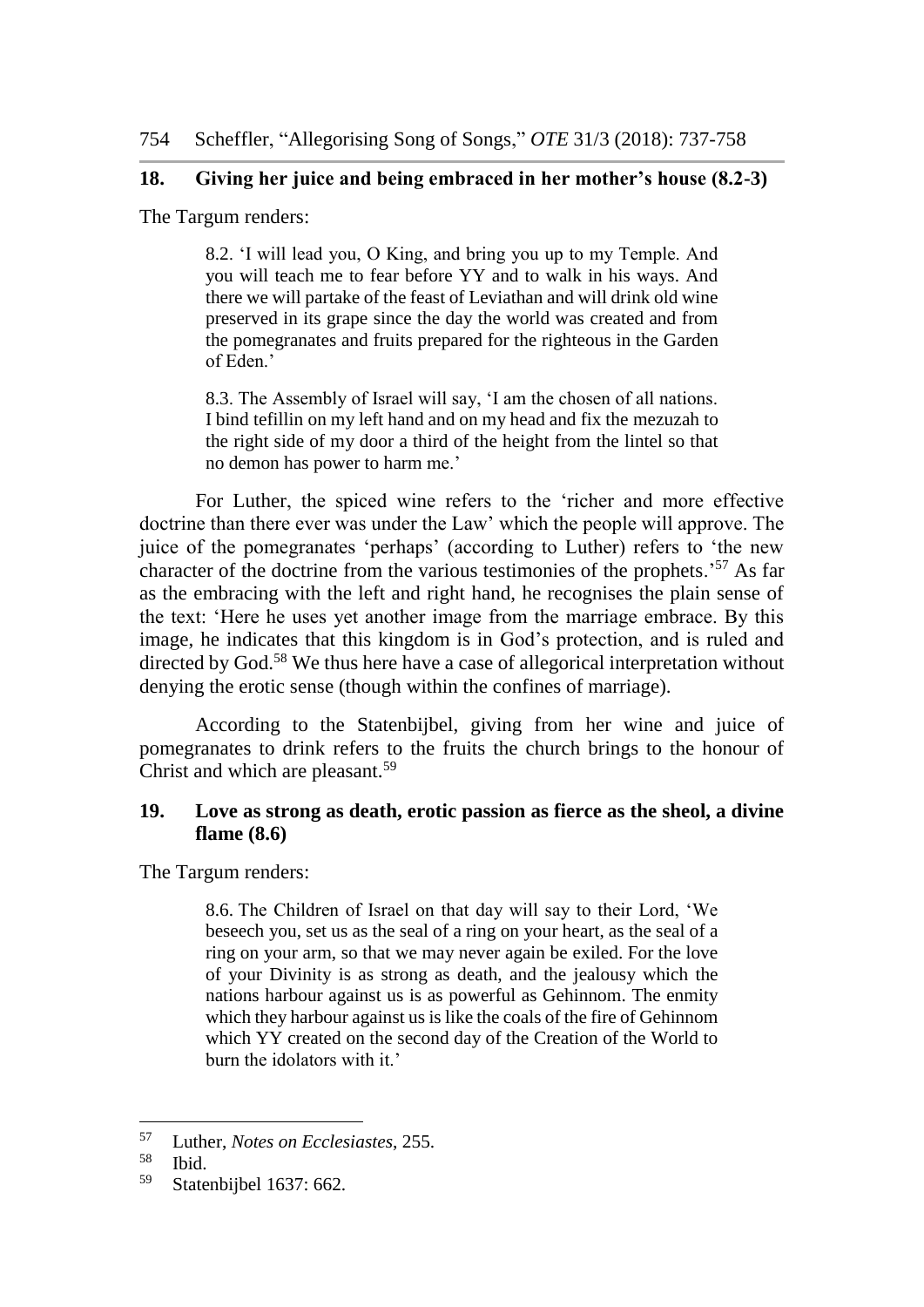## 18. Giving her juice and being embraced in her mother's house (8.2-3)

The Targum renders:

> 8.2. 'I will lead you, O King, and bring you up to my Temple. And you will teach me to fear before YY and to walk in his ways. And there we will partake of the feast of Leviathan and will drink old wine preserved in its grape since the day the world was created and from the pomegranates and fruits prepared for the righteous in the Garden of Eden.'
>
> 8.3. The Assembly of Israel will say, 'I am the chosen of all nations. I bind tefillin on my left hand and on my head and fix the mezuzah to the right side of my door a third of the height from the lintel so that no demon has power to harm me.'

For Luther, the spiced wine refers to the 'richer and more effective doctrine than there ever was under the Law' which the people will approve. The juice of the pomegranates 'perhaps' (according to Luther) refers to 'the new character of the doctrine from the various testimonies of the prophets.'[57] As far as the embracing with the left and right hand, he recognises the plain sense of the text: 'Here he uses yet another image from the marriage embrace. By this image, he indicates that this kingdom is in God's protection, and is ruled and directed by God.[58] We thus here have a case of allegorical interpretation without denying the erotic sense (though within the confines of marriage).

According to the Statenbijbel, giving from her wine and juice of pomegranates to drink refers to the fruits the church brings to the honour of Christ and which are pleasant.[59]

## 19. Love as strong as death, erotic passion as fierce as the sheol, a divine flame (8.6)

The Targum renders:

> 8.6. The Children of Israel on that day will say to their Lord, 'We beseech you, set us as the seal of a ring on your heart, as the seal of a ring on your arm, so that we may never again be exiled. For the love of your Divinity is as strong as death, and the jealousy which the nations harbour against us is as powerful as Gehinnom. The enmity which they harbour against us is like the coals of the fire of Gehinnom which YY created on the second day of the Creation of the World to burn the idolators with it.'

---

[57] Luther, *Notes on Ecclesiastes*, 255.

[58] Ibid.

[59] Statenbijbel 1637: 662.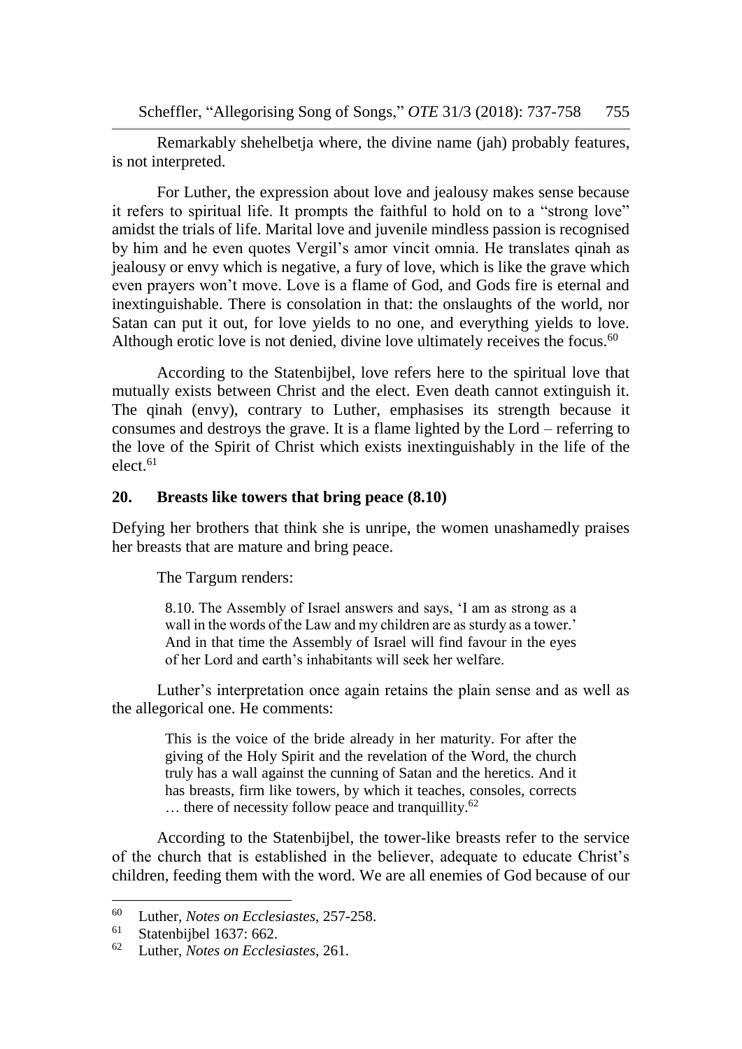Remarkably shehelbetja where, the divine name (jah) probably features, is not interpreted.

For Luther, the expression about love and jealousy makes sense because it refers to spiritual life. It prompts the faithful to hold on to a "strong love" amidst the trials of life. Marital love and juvenile mindless passion is recognised by him and he even quotes Vergil's amor vincit omnia. He translates qinah as jealousy or envy which is negative, a fury of love, which is like the grave which even prayers won't move. Love is a flame of God, and Gods fire is eternal and inextinguishable. There is consolation in that: the onslaughts of the world, nor Satan can put it out, for love yields to no one, and everything yields to love. Although erotic love is not denied, divine love ultimately receives the focus.[60]

According to the Statenbijbel, love refers here to the spiritual love that mutually exists between Christ and the elect. Even death cannot extinguish it. The qinah (envy), contrary to Luther, emphasises its strength because it consumes and destroys the grave. It is a flame lighted by the Lord – referring to the love of the Spirit of Christ which exists inextinguishably in the life of the elect.[61]

## 20. Breasts like towers that bring peace (8.10)

Defying her brothers that think she is unripe, the women unashamedly praises her breasts that are mature and bring peace.

The Targum renders:

> 8.10. The Assembly of Israel answers and says, 'I am as strong as a wall in the words of the Law and my children are as sturdy as a tower.' And in that time the Assembly of Israel will find favour in the eyes of her Lord and earth's inhabitants will seek her welfare.

Luther's interpretation once again retains the plain sense and as well as the allegorical one. He comments:

> This is the voice of the bride already in her maturity. For after the giving of the Holy Spirit and the revelation of the Word, the church truly has a wall against the cunning of Satan and the heretics. And it has breasts, firm like towers, by which it teaches, consoles, corrects … there of necessity follow peace and tranquillity.[62]

According to the Statenbijbel, the tower-like breasts refer to the service of the church that is established in the believer, adequate to educate Christ's children, feeding them with the word. We are all enemies of God because of our

---

[60] Luther, *Notes on Ecclesiastes*, 257-258.

[61] Statenbijbel 1637: 662.

[62] Luther, *Notes on Ecclesiastes*, 261.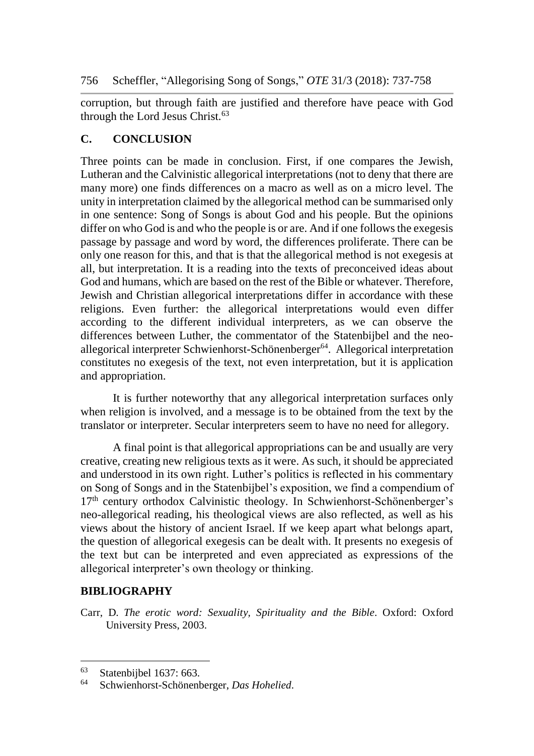corruption, but through faith are justified and therefore have peace with God through the Lord Jesus Christ.[63]

## C. CONCLUSION

Three points can be made in conclusion. First, if one compares the Jewish, Lutheran and the Calvinistic allegorical interpretations (not to deny that there are many more) one finds differences on a macro as well as on a micro level. The unity in interpretation claimed by the allegorical method can be summarised only in one sentence: Song of Songs is about God and his people. But the opinions differ on who God is and who the people is or are. And if one follows the exegesis passage by passage and word by word, the differences proliferate. There can be only one reason for this, and that is that the allegorical method is not exegesis at all, but interpretation. It is a reading into the texts of preconceived ideas about God and humans, which are based on the rest of the Bible or whatever. Therefore, Jewish and Christian allegorical interpretations differ in accordance with these religions. Even further: the allegorical interpretations would even differ according to the different individual interpreters, as we can observe the differences between Luther, the commentator of the Statenbijbel and the neo-allegorical interpreter Schwienhorst-Schönenberger[64]. Allegorical interpretation constitutes no exegesis of the text, not even interpretation, but it is application and appropriation.

It is further noteworthy that any allegorical interpretation surfaces only when religion is involved, and a message is to be obtained from the text by the translator or interpreter. Secular interpreters seem to have no need for allegory.

A final point is that allegorical appropriations can be and usually are very creative, creating new religious texts as it were. As such, it should be appreciated and understood in its own right. Luther's politics is reflected in his commentary on Song of Songs and in the Statenbijbel's exposition, we find a compendium of 17th century orthodox Calvinistic theology. In Schwienhorst-Schönenberger's neo-allegorical reading, his theological views are also reflected, as well as his views about the history of ancient Israel. If we keep apart what belongs apart, the question of allegorical exegesis can be dealt with. It presents no exegesis of the text but can be interpreted and even appreciated as expressions of the allegorical interpreter's own theology or thinking.

## BIBLIOGRAPHY

Carr, D. *The erotic word: Sexuality, Spirituality and the Bible*. Oxford: Oxford University Press, 2003.

---

[63] Statenbijbel 1637: 663.

[64] Schwienhorst-Schönenberger, *Das Hohelied*.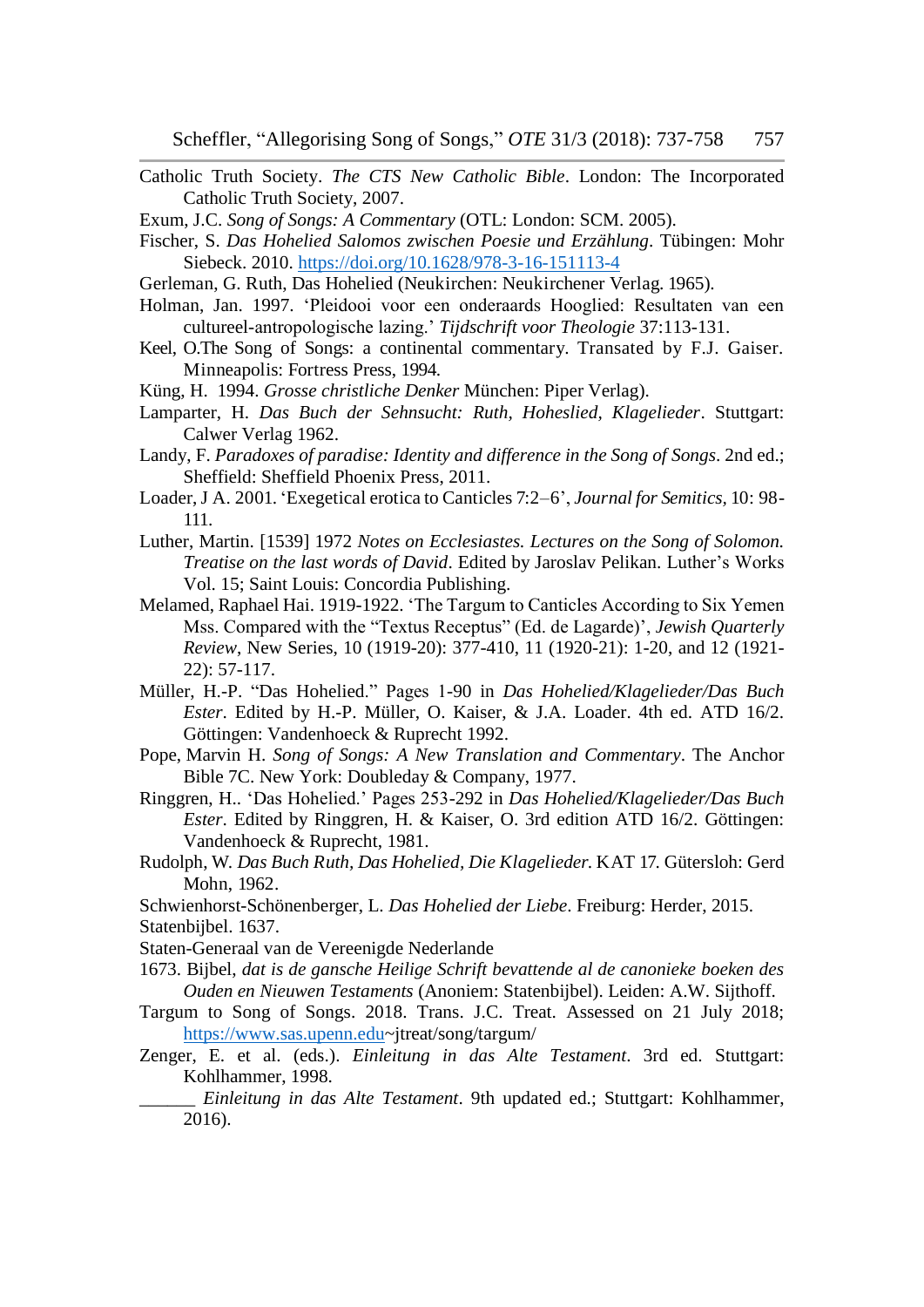Catholic Truth Society. *The CTS New Catholic Bible*. London: The Incorporated Catholic Truth Society, 2007.

Exum, J.C. *Song of Songs: A Commentary* (OTL: London: SCM. 2005).

Fischer, S. *Das Hohelied Salomos zwischen Poesie und Erzählung*. Tübingen: Mohr Siebeck. 2010. https://doi.org/10.1628/978-3-16-151113-4

Gerleman, G. Ruth, Das Hohelied (Neukirchen: Neukirchener Verlag. 1965).

Holman, Jan. 1997. 'Pleidooi voor een onderaards Hooglied: Resultaten van een cultureel-antropologische lazing.' *Tijdschrift voor Theologie* 37:113-131.

Keel, O.The Song of Songs: a continental commentary. Transated by F.J. Gaiser. Minneapolis: Fortress Press, 1994.

Küng, H. 1994. *Grosse christliche Denker* München: Piper Verlag).

Lamparter, H. *Das Buch der Sehnsucht: Ruth, Hoheslied, Klagelieder*. Stuttgart: Calwer Verlag 1962.

Landy, F. *Paradoxes of paradise: Identity and difference in the Song of Songs*. 2nd ed.; Sheffield: Sheffield Phoenix Press, 2011.

Loader, J A. 2001. 'Exegetical erotica to Canticles 7:2–6', *Journal for Semitics*, 10: 98-111.

Luther, Martin. [1539] 1972 *Notes on Ecclesiastes. Lectures on the Song of Solomon. Treatise on the last words of David*. Edited by Jaroslav Pelikan. Luther's Works Vol. 15; Saint Louis: Concordia Publishing.

Melamed, Raphael Hai. 1919-1922. 'The Targum to Canticles According to Six Yemen Mss. Compared with the "Textus Receptus" (Ed. de Lagarde)', *Jewish Quarterly Review*, New Series, 10 (1919-20): 377-410, 11 (1920-21): 1-20, and 12 (1921-22): 57-117.

Müller, H.-P. "Das Hohelied." Pages 1-90 in *Das Hohelied/Klagelieder/Das Buch Ester*. Edited by H.-P. Müller, O. Kaiser, & J.A. Loader. 4th ed. ATD 16/2. Göttingen: Vandenhoeck & Ruprecht 1992.

Pope, Marvin H. *Song of Songs: A New Translation and Commentary*. The Anchor Bible 7C. New York: Doubleday & Company, 1977.

Ringgren, H.. 'Das Hohelied.' Pages 253-292 in *Das Hohelied/Klagelieder/Das Buch Ester*. Edited by Ringgren, H. & Kaiser, O. 3rd edition ATD 16/2. Göttingen: Vandenhoeck & Ruprecht, 1981.

Rudolph, W. *Das Buch Ruth, Das Hohelied, Die Klagelieder.* KAT 17. Gütersloh: Gerd Mohn, 1962.

Schwienhorst-Schönenberger, L. *Das Hohelied der Liebe*. Freiburg: Herder, 2015.

Statenbijbel. 1637.

Staten-Generaal van de Vereenigde Nederlande

1673. Bijbel, *dat is de gansche Heilige Schrift bevattende al de canonieke boeken des Ouden en Nieuwen Testaments* (Anoniem: Statenbijbel). Leiden: A.W. Sijthoff.

Targum to Song of Songs. 2018. Trans. J.C. Treat. Assessed on 21 July 2018; https://www.sas.upenn.edu~jtreat/song/targum/

Zenger, E. et al. (eds.). *Einleitung in das Alte Testament*. 3rd ed. Stuttgart: Kohlhammer, 1998.

______ *Einleitung in das Alte Testament*. 9th updated ed.; Stuttgart: Kohlhammer, 2016).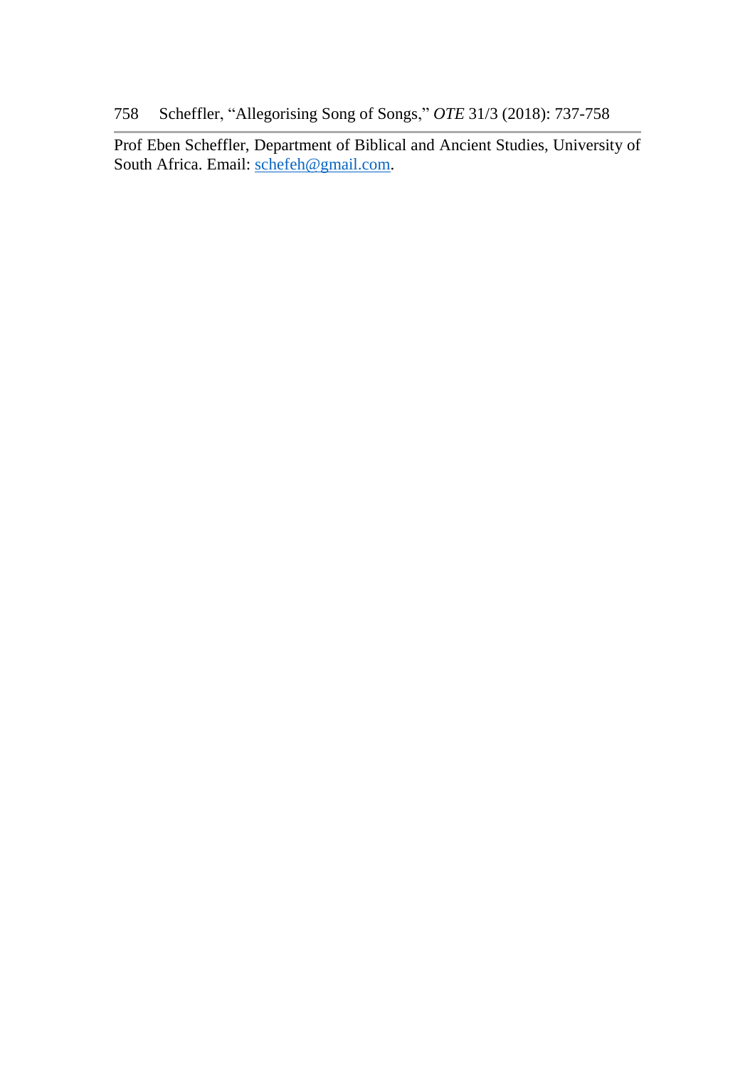Prof Eben Scheffler, Department of Biblical and Ancient Studies, University of South Africa. Email: schefeh@gmail.com.